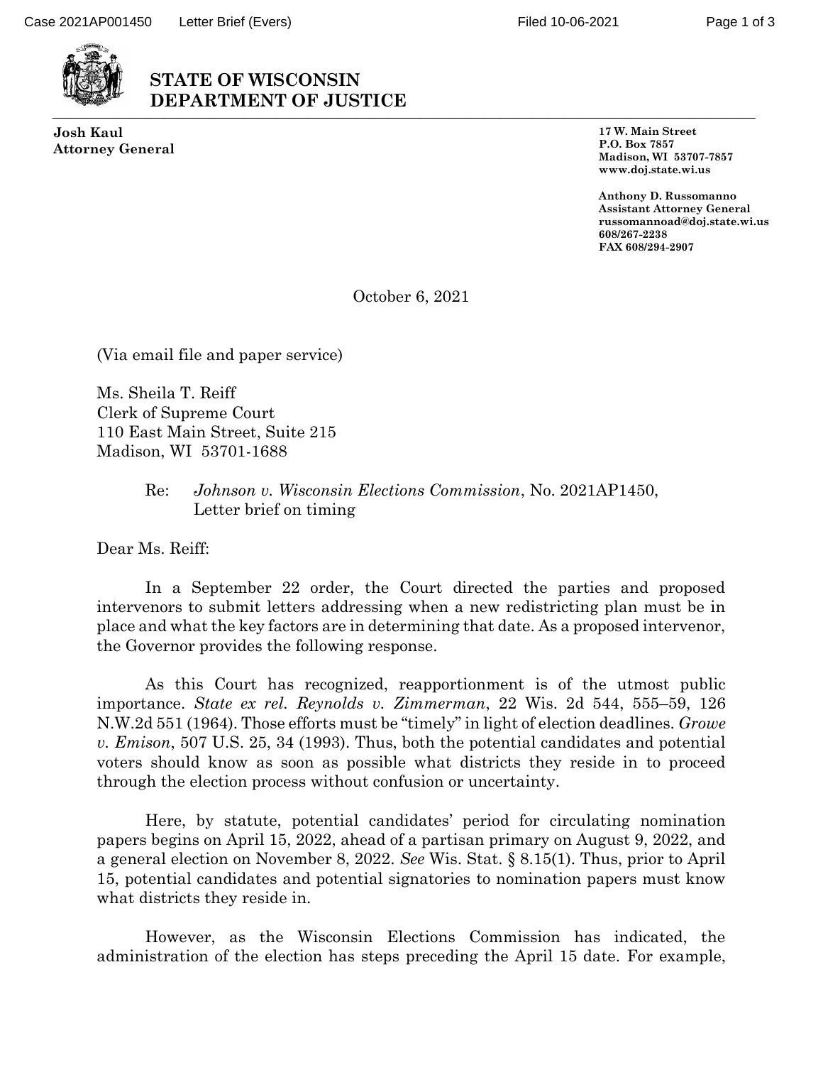# STATE OF WISCONSIN DEPARTMENT OF JUSTICE

**Josh Kaul**
**Attorney General**

**17 W. Main Street**
**P.O. Box 7857**
**Madison, WI 53707-7857**
**www.doj.state.wi.us**

**Anthony D. Russomanno**
**Assistant Attorney General**
**russomannoad@doj.state.wi.us**
**608/267-2238**
**FAX 608/294-2907**

October 6, 2021

(Via email file and paper service)

Ms. Sheila T. Reiff
Clerk of Supreme Court
110 East Main Street, Suite 215
Madison, WI 53701-1688

Re: *Johnson v. Wisconsin Elections Commission*, No. 2021AP1450, Letter brief on timing

Dear Ms. Reiff:

In a September 22 order, the Court directed the parties and proposed intervenors to submit letters addressing when a new redistricting plan must be in place and what the key factors are in determining that date. As a proposed intervenor, the Governor provides the following response.

As this Court has recognized, reapportionment is of the utmost public importance. *State ex rel. Reynolds v. Zimmerman*, 22 Wis. 2d 544, 555–59, 126 N.W.2d 551 (1964). Those efforts must be "timely" in light of election deadlines. *Growe v. Emison*, 507 U.S. 25, 34 (1993). Thus, both the potential candidates and potential voters should know as soon as possible what districts they reside in to proceed through the election process without confusion or uncertainty.

Here, by statute, potential candidates' period for circulating nomination papers begins on April 15, 2022, ahead of a partisan primary on August 9, 2022, and a general election on November 8, 2022. *See* Wis. Stat. § 8.15(1). Thus, prior to April 15, potential candidates and potential signatories to nomination papers must know what districts they reside in.

However, as the Wisconsin Elections Commission has indicated, the administration of the election has steps preceding the April 15 date. For example,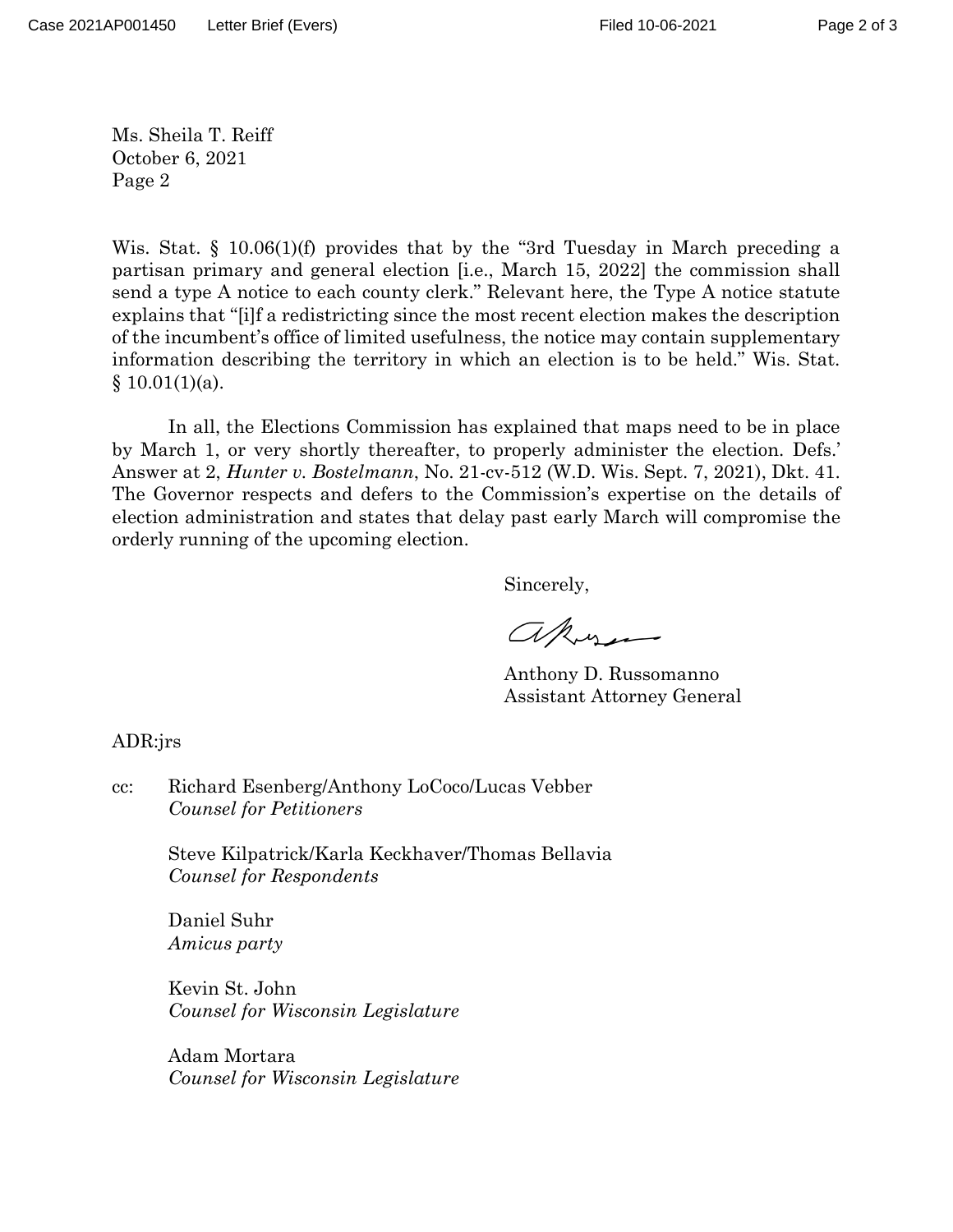Ms. Sheila T. Reiff
October 6, 2021
Page 2

Wis. Stat. § 10.06(1)(f) provides that by the "3rd Tuesday in March preceding a partisan primary and general election [i.e., March 15, 2022] the commission shall send a type A notice to each county clerk." Relevant here, the Type A notice statute explains that "[i]f a redistricting since the most recent election makes the description of the incumbent's office of limited usefulness, the notice may contain supplementary information describing the territory in which an election is to be held." Wis. Stat. § 10.01(1)(a).

In all, the Elections Commission has explained that maps need to be in place by March 1, or very shortly thereafter, to properly administer the election. Defs.' Answer at 2, *Hunter v. Bostelmann*, No. 21-cv-512 (W.D. Wis. Sept. 7, 2021), Dkt. 41. The Governor respects and defers to the Commission's expertise on the details of election administration and states that delay past early March will compromise the orderly running of the upcoming election.

Sincerely,

Anthony D. Russomanno
Assistant Attorney General

ADR:jrs

cc: Richard Esenberg/Anthony LoCoco/Lucas Vebber
*Counsel for Petitioners*

Steve Kilpatrick/Karla Keckhaver/Thomas Bellavia
*Counsel for Respondents*

Daniel Suhr
*Amicus party*

Kevin St. John
*Counsel for Wisconsin Legislature*

Adam Mortara
*Counsel for Wisconsin Legislature*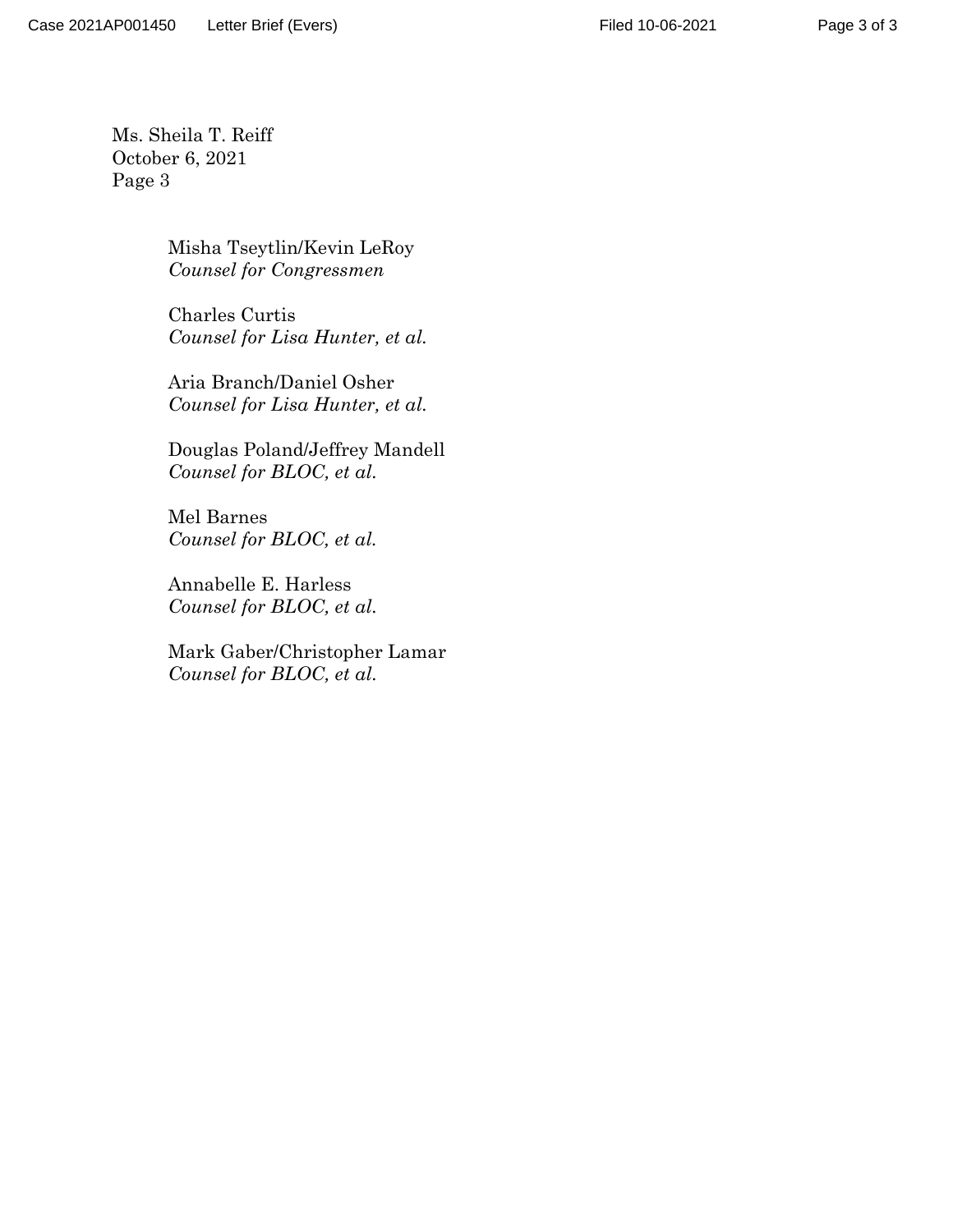Ms. Sheila T. Reiff
October 6, 2021
Page 3

Misha Tseytlin/Kevin LeRoy
*Counsel for Congressmen*

Charles Curtis
*Counsel for Lisa Hunter, et al.*

Aria Branch/Daniel Osher
*Counsel for Lisa Hunter, et al.*

Douglas Poland/Jeffrey Mandell
*Counsel for BLOC, et al.*

Mel Barnes
*Counsel for BLOC, et al.*

Annabelle E. Harless
*Counsel for BLOC, et al.*

Mark Gaber/Christopher Lamar
*Counsel for BLOC, et al.*